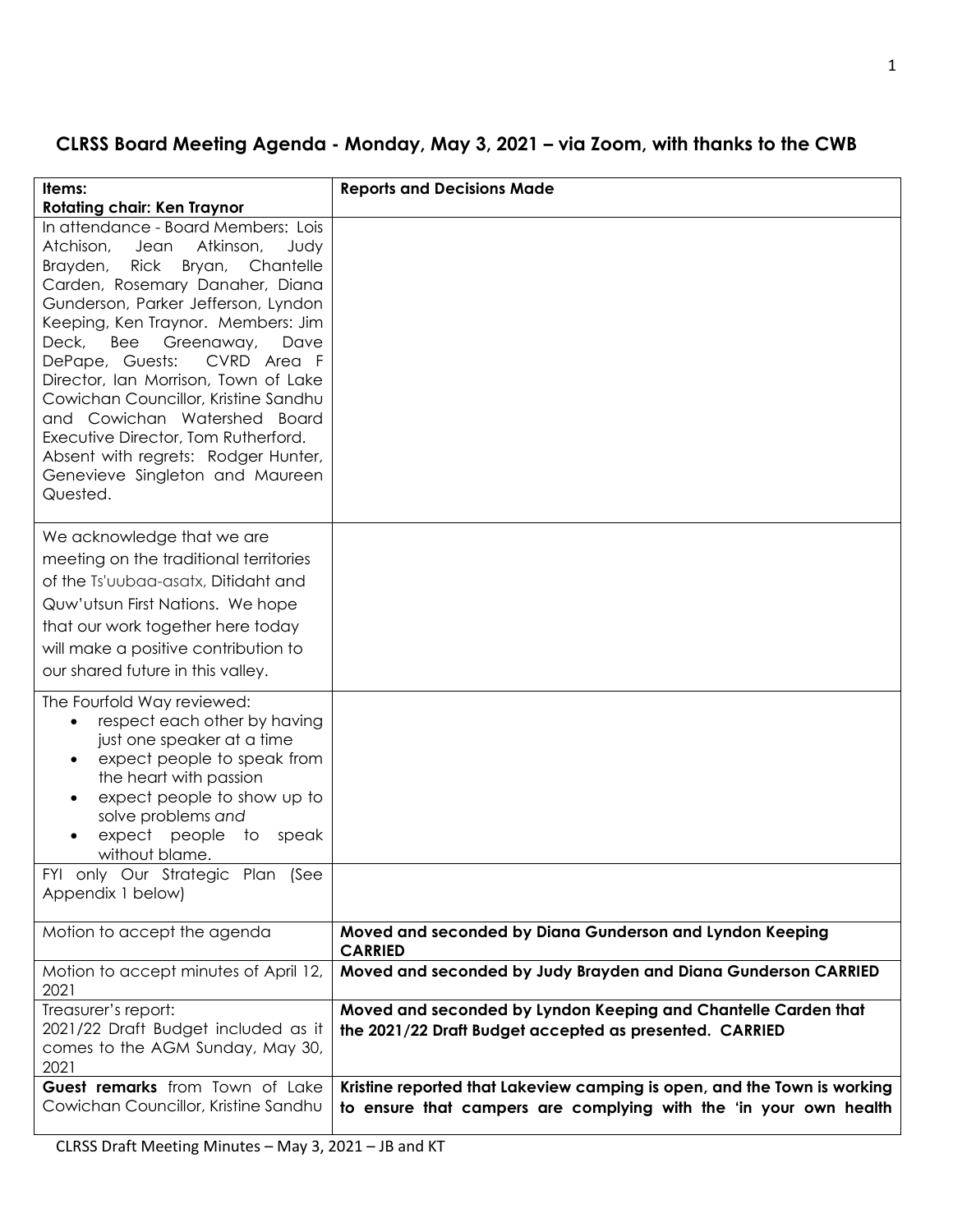## CLRSS Board Meeting Agenda - Monday, May 3, 2021 – via Zoom, with thanks to the CWB

| Items:<br>**Rotating chair: Ken Traynor** | **Reports and Decisions Made** |
|---|---|
| In attendance - Board Members: Lois Atchison, Jean Atkinson, Judy Brayden, Rick Bryan, Chantelle Carden, Rosemary Danaher, Diana Gunderson, Parker Jefferson, Lyndon Keeping, Ken Traynor. Members: Jim Deck, Bee Greenaway, Dave DePape, Guests: CVRD Area F Director, Ian Morrison, Town of Lake Cowichan Councillor, Kristine Sandhu and Cowichan Watershed Board Executive Director, Tom Rutherford. Absent with regrets: Rodger Hunter, Genevieve Singleton and Maureen Quested. | |
| We acknowledge that we are meeting on the traditional territories of the Ts'uubaa-asatx, Ditidaht and Quw'utsun First Nations. We hope that our work together here today will make a positive contribution to our shared future in this valley. | |
| The Fourfold Way reviewed:<br>• respect each other by having just one speaker at a time<br>• expect people to speak from the heart with passion<br>• expect people to show up to solve problems *and*<br>• expect people to speak without blame. | |
| FYI only Our Strategic Plan (See Appendix 1 below) | |
| Motion to accept the agenda | **Moved and seconded by Diana Gunderson and Lyndon Keeping CARRIED** |
| Motion to accept minutes of April 12, 2021 | **Moved and seconded by Judy Brayden and Diana Gunderson CARRIED** |
| Treasurer's report:<br>2021/22 Draft Budget included as it comes to the AGM Sunday, May 30, 2021 | **Moved and seconded by Lyndon Keeping and Chantelle Carden that the 2021/22 Draft Budget accepted as presented. CARRIED** |
| **Guest remarks** from Town of Lake Cowichan Councillor, Kristine Sandhu | **Kristine reported that Lakeview camping is open, and the Town is working to ensure that campers are complying with the 'in your own health** |

CLRSS Draft Meeting Minutes – May 3, 2021 – JB and KT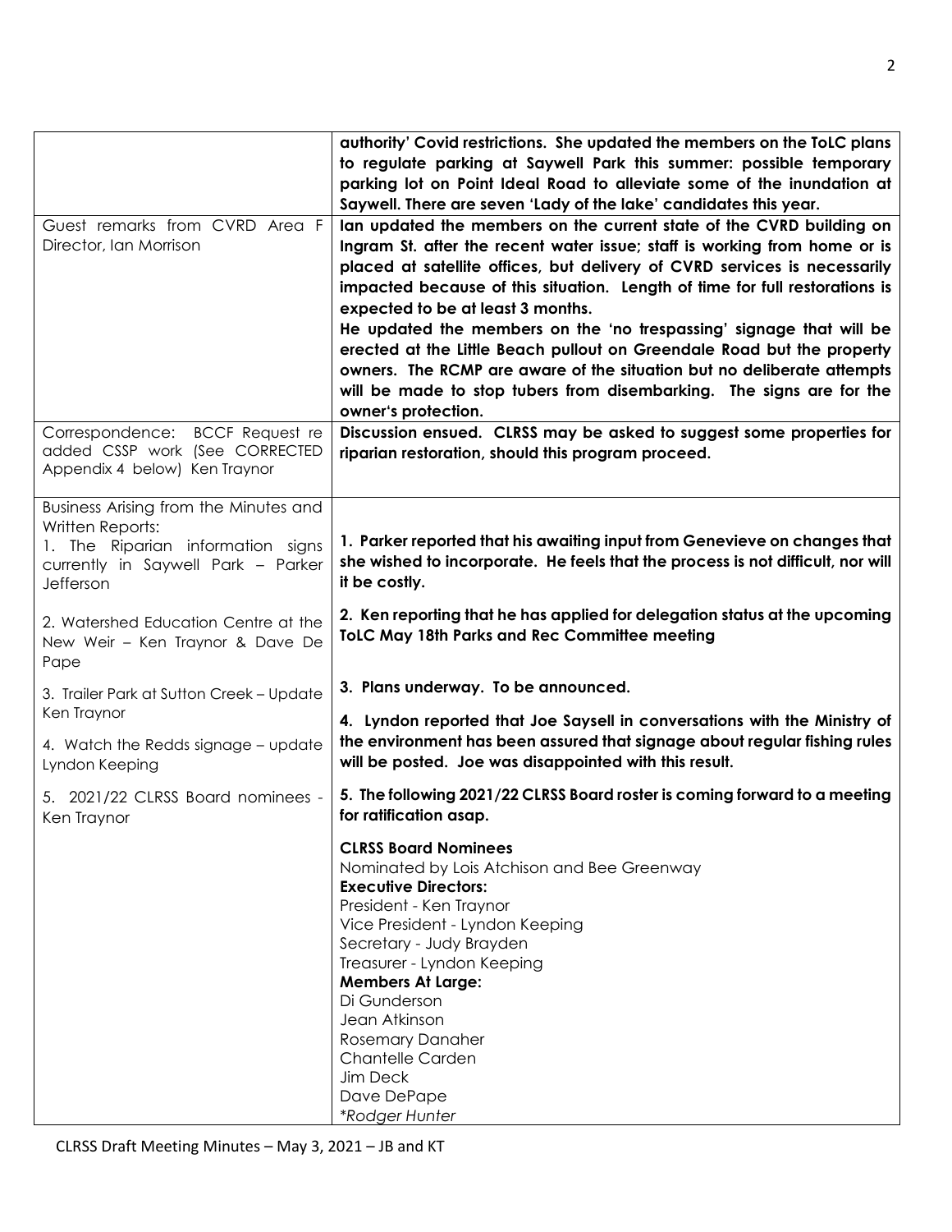| | |
|---|---|
| | **authority' Covid restrictions. She updated the members on the ToLC plans to regulate parking at Saywell Park this summer: possible temporary parking lot on Point Ideal Road to alleviate some of the inundation at Saywell. There are seven 'Lady of the lake' candidates this year.** |
| Guest remarks from CVRD Area F Director, Ian Morrison | **Ian updated the members on the current state of the CVRD building on Ingram St. after the recent water issue; staff is working from home or is placed at satellite offices, but delivery of CVRD services is necessarily impacted because of this situation. Length of time for full restorations is expected to be at least 3 months.**<br>**He updated the members on the 'no trespassing' signage that will be erected at the Little Beach pullout on Greendale Road but the property owners. The RCMP are aware of the situation but no deliberate attempts will be made to stop tubers from disembarking. The signs are for the owner's protection.** |
| Correspondence: BCCF Request re added CSSP work (See CORRECTED Appendix 4 below) Ken Traynor | **Discussion ensued. CLRSS may be asked to suggest some properties for riparian restoration, should this program proceed.** |
| Business Arising from the Minutes and Written Reports:<br>1. The Riparian information signs currently in Saywell Park – Parker Jefferson<br><br>2. Watershed Education Centre at the New Weir – Ken Traynor & Dave De Pape<br><br>3. Trailer Park at Sutton Creek – Update Ken Traynor<br><br>4. Watch the Redds signage – update Lyndon Keeping<br><br>5. 2021/22 CLRSS Board nominees - Ken Traynor | **1. Parker reported that his awaiting input from Genevieve on changes that she wished to incorporate. He feels that the process is not difficult, nor will it be costly.**<br><br>**2. Ken reporting that he has applied for delegation status at the upcoming ToLC May 18th Parks and Rec Committee meeting**<br><br>**3. Plans underway. To be announced.**<br><br>**4. Lyndon reported that Joe Saysell in conversations with the Ministry of the environment has been assured that signage about regular fishing rules will be posted. Joe was disappointed with this result.**<br><br>**5. The following 2021/22 CLRSS Board roster is coming forward to a meeting for ratification asap.**<br><br>**CLRSS Board Nominees**<br>Nominated by Lois Atchison and Bee Greenway<br>**Executive Directors:**<br>President - Ken Traynor<br>Vice President - Lyndon Keeping<br>Secretary - Judy Brayden<br>Treasurer - Lyndon Keeping<br>**Members At Large:**<br>Di Gunderson<br>Jean Atkinson<br>Rosemary Danaher<br>Chantelle Carden<br>Jim Deck<br>Dave DePape<br>*\*Rodger Hunter* |

CLRSS Draft Meeting Minutes – May 3, 2021 – JB and KT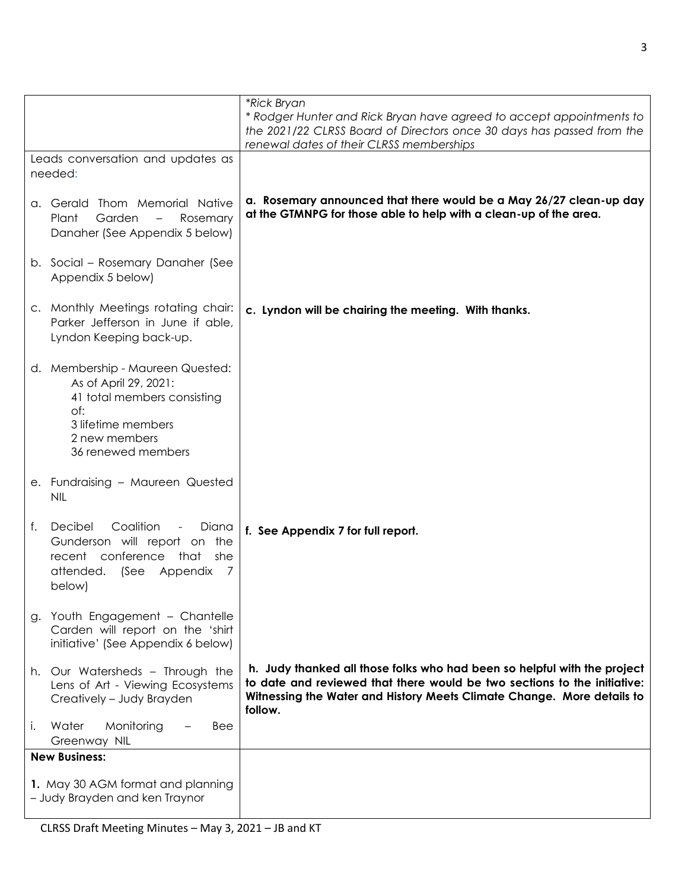| | |
|---|---|
| | *\*Rick Bryan*<br>*\* Rodger Hunter and Rick Bryan have agreed to accept appointments to the 2021/22 CLRSS Board of Directors once 30 days has passed from the renewal dates of their CLRSS memberships* |
| Leads conversation and updates as needed:<br><br>a. Gerald Thom Memorial Native Plant Garden – Rosemary Danaher (See Appendix 5 below)<br><br>b. Social – Rosemary Danaher (See Appendix 5 below)<br><br>c. Monthly Meetings rotating chair: Parker Jefferson in June if able, Lyndon Keeping back-up.<br><br>d. Membership - Maureen Quested: As of April 29, 2021: 41 total members consisting of: 3 lifetime members 2 new members 36 renewed members<br><br>e. Fundraising – Maureen Quested NIL<br><br>f. Decibel Coalition - Diana Gunderson will report on the recent conference that she attended. (See Appendix 7 below)<br><br>g. Youth Engagement – Chantelle Carden will report on the 'shirt initiative' (See Appendix 6 below)<br><br>h. Our Watersheds – Through the Lens of Art - Viewing Ecosystems Creatively – Judy Brayden<br><br>i. Water Monitoring – Bee Greenway NIL | **a. Rosemary announced that there would be a May 26/27 clean-up day at the GTMNPG for those able to help with a clean-up of the area.**<br><br>**c. Lyndon will be chairing the meeting. With thanks.**<br><br>**f. See Appendix 7 for full report.**<br><br>**h. Judy thanked all those folks who had been so helpful with the project to date and reviewed that there would be two sections to the initiative: Witnessing the Water and History Meets Climate Change. More details to follow.** |
| **New Business:**<br><br>**1.** May 30 AGM format and planning – Judy Brayden and ken Traynor | |

CLRSS Draft Meeting Minutes – May 3, 2021 – JB and KT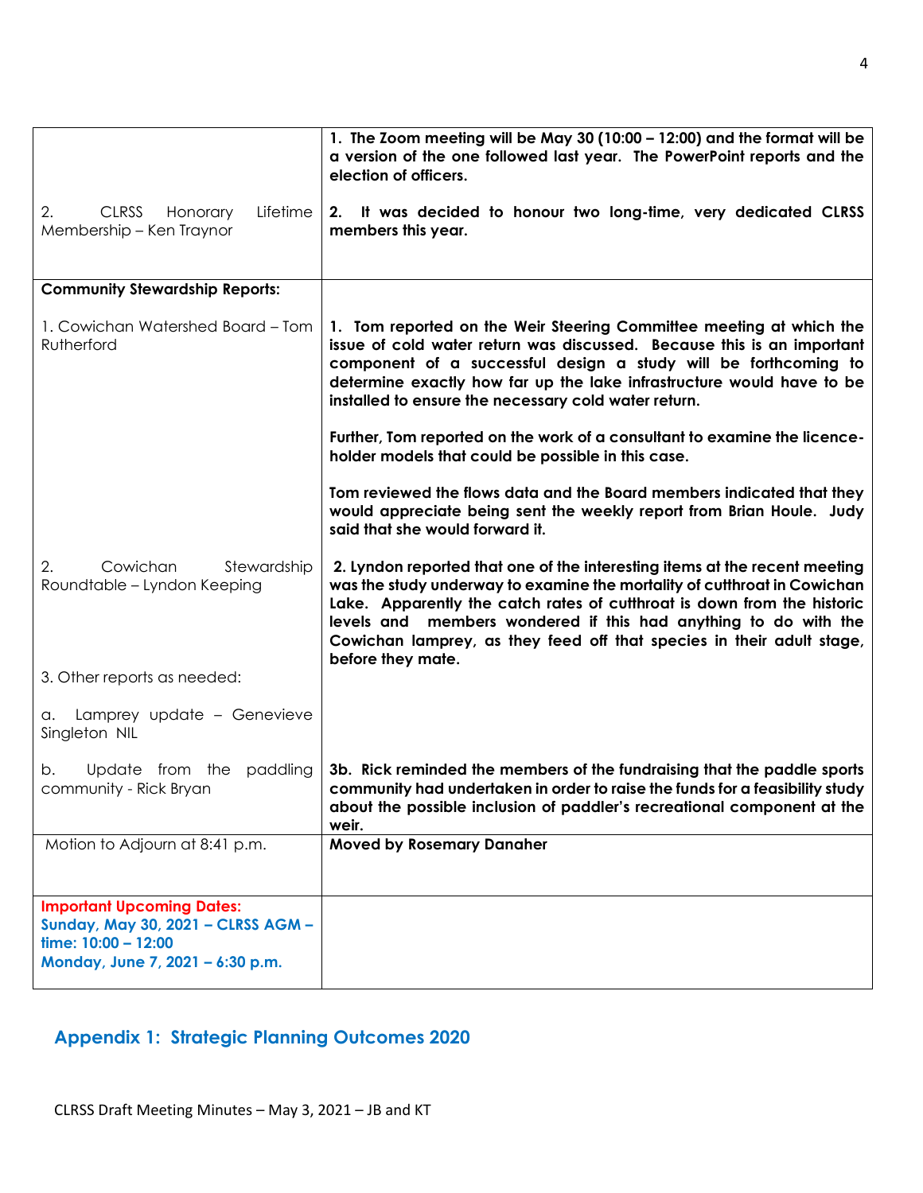| | |
|---|---|
| | **1. The Zoom meeting will be May 30 (10:00 – 12:00) and the format will be a version of the one followed last year. The PowerPoint reports and the election of officers.** |
| 2. CLRSS Honorary Lifetime Membership – Ken Traynor | **2. It was decided to honour two long-time, very dedicated CLRSS members this year.** |
| **Community Stewardship Reports:** | |
| 1. Cowichan Watershed Board – Tom Rutherford | **1. Tom reported on the Weir Steering Committee meeting at which the issue of cold water return was discussed. Because this is an important component of a successful design a study will be forthcoming to determine exactly how far up the lake infrastructure would have to be installed to ensure the necessary cold water return.**<br><br>**Further, Tom reported on the work of a consultant to examine the licence-holder models that could be possible in this case.**<br><br>**Tom reviewed the flows data and the Board members indicated that they would appreciate being sent the weekly report from Brian Houle. Judy said that she would forward it.** |
| 2. Cowichan Stewardship Roundtable – Lyndon Keeping | **2. Lyndon reported that one of the interesting items at the recent meeting was the study underway to examine the mortality of cutthroat in Cowichan Lake. Apparently the catch rates of cutthroat is down from the historic levels and members wondered if this had anything to do with the Cowichan lamprey, as they feed off that species in their adult stage, before they mate.** |
| 3. Other reports as needed: | |
| a. Lamprey update – Genevieve Singleton NIL | |
| b. Update from the paddling community - Rick Bryan | **3b. Rick reminded the members of the fundraising that the paddle sports community had undertaken in order to raise the funds for a feasibility study about the possible inclusion of paddler's recreational component at the weir.** |
| Motion to Adjourn at 8:41 p.m. | **Moved by Rosemary Danaher** |
| **Important Upcoming Dates:**<br>**Sunday, May 30, 2021 – CLRSS AGM – time: 10:00 – 12:00**<br>**Monday, June 7, 2021 – 6:30 p.m.** | |

## Appendix 1: Strategic Planning Outcomes 2020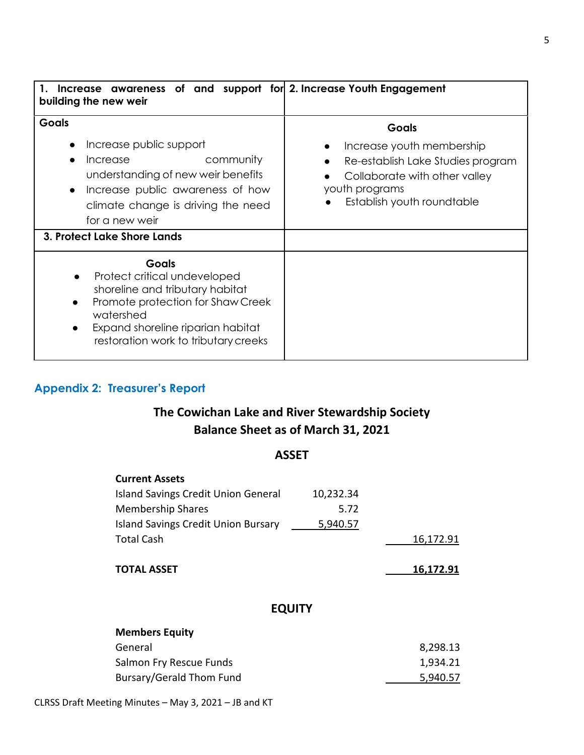| 1. Increase awareness of and support for building the new weir | 2. Increase Youth Engagement |
|---|---|
| **Goals**<br>• Increase public support<br>• Increase community understanding of new weir benefits<br>• Increase public awareness of how climate change is driving the need for a new weir | **Goals**<br>• Increase youth membership<br>• Re-establish Lake Studies program<br>• Collaborate with other valley youth programs<br>• Establish youth roundtable |
| **3. Protect Lake Shore Lands** | |
| **Goals**<br>• Protect critical undeveloped shoreline and tributary habitat<br>• Promote protection for Shaw Creek watershed<br>• Expand shoreline riparian habitat restoration work to tributary creeks | |

## Appendix 2: Treasurer's Report

### The Cowichan Lake and River Stewardship Society
### Balance Sheet as of March 31, 2021

#### ASSET

| **Current Assets** | | |
|---|---|---|
| Island Savings Credit Union General | 10,232.34 | |
| Membership Shares | 5.72 | |
| Island Savings Credit Union Bursary | 5,940.57 | |
| Total Cash | | 16,172.91 |
| | | |
| **TOTAL ASSET** | | **16,172.91** |

#### EQUITY

| **Members Equity** | |
|---|---|
| General | 8,298.13 |
| Salmon Fry Rescue Funds | 1,934.21 |
| Bursary/Gerald Thom Fund | 5,940.57 |

CLRSS Draft Meeting Minutes – May 3, 2021 – JB and KT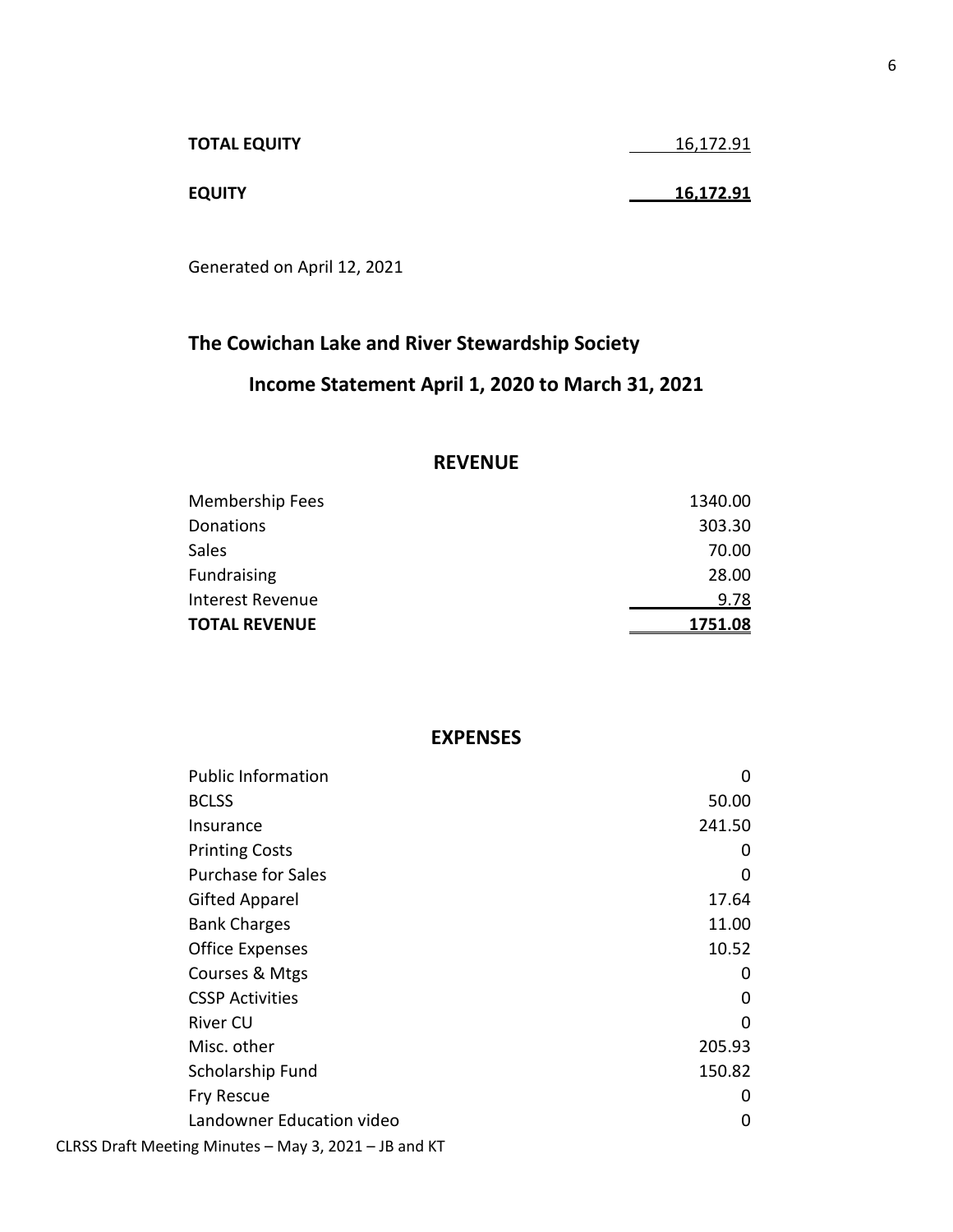| | |
|---|---|
| **TOTAL EQUITY** | 16,172.91 |
| **EQUITY** | **16,172.91** |

Generated on April 12, 2021

## The Cowichan Lake and River Stewardship Society

## Income Statement April 1, 2020 to March 31, 2021

### REVENUE

| | |
|---|---|
| Membership Fees | 1340.00 |
| Donations | 303.30 |
| Sales | 70.00 |
| Fundraising | 28.00 |
| Interest Revenue | 9.78 |
| **TOTAL REVENUE** | **1751.08** |

### EXPENSES

| | |
|---|---|
| Public Information | 0 |
| BCLSS | 50.00 |
| Insurance | 241.50 |
| Printing Costs | 0 |
| Purchase for Sales | 0 |
| Gifted Apparel | 17.64 |
| Bank Charges | 11.00 |
| Office Expenses | 10.52 |
| Courses & Mtgs | 0 |
| CSSP Activities | 0 |
| River CU | 0 |
| Misc. other | 205.93 |
| Scholarship Fund | 150.82 |
| Fry Rescue | 0 |
| Landowner Education video | 0 |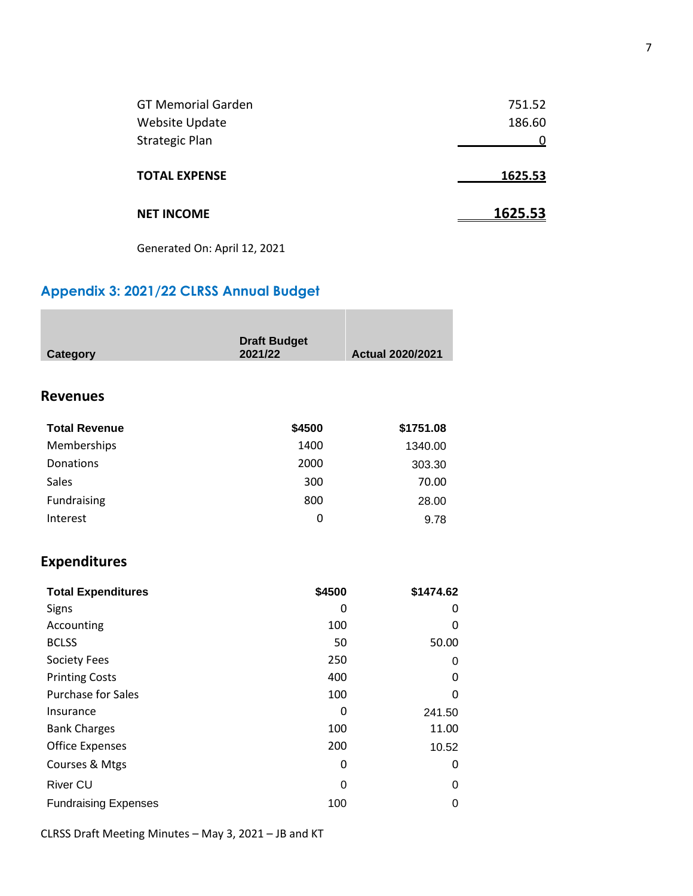| | |
|---|---|
| GT Memorial Garden | 751.52 |
| Website Update | 186.60 |
| Strategic Plan | 0 |
| **TOTAL EXPENSE** | **1625.53** |
| **NET INCOME** | **1625.53** |

Generated On: April 12, 2021

## Appendix 3: 2021/22 CLRSS Annual Budget

| Category | Draft Budget 2021/22 | Actual 2020/2021 |
|---|---|---|
| **Revenues** | | |
| **Total Revenue** | **$4500** | **$1751.08** |
| Memberships | 1400 | 1340.00 |
| Donations | 2000 | 303.30 |
| Sales | 300 | 70.00 |
| Fundraising | 800 | 28.00 |
| Interest | 0 | 9.78 |
| **Expenditures** | | |
| **Total Expenditures** | **$4500** | **$1474.62** |
| Signs | 0 | 0 |
| Accounting | 100 | 0 |
| BCLSS | 50 | 50.00 |
| Society Fees | 250 | 0 |
| Printing Costs | 400 | 0 |
| Purchase for Sales | 100 | 0 |
| Insurance | 0 | 241.50 |
| Bank Charges | 100 | 11.00 |
| Office Expenses | 200 | 10.52 |
| Courses & Mtgs | 0 | 0 |
| River CU | 0 | 0 |
| Fundraising Expenses | 100 | 0 |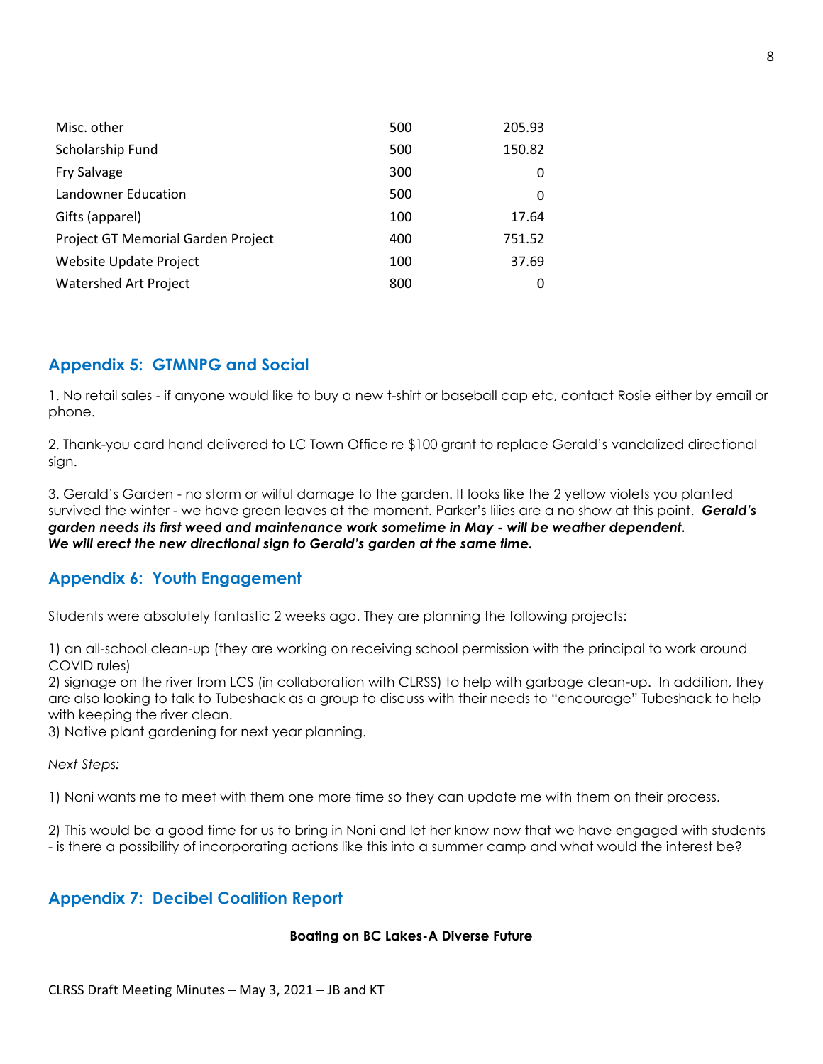| | | |
|---|---|---|
| Misc. other | 500 | 205.93 |
| Scholarship Fund | 500 | 150.82 |
| Fry Salvage | 300 | 0 |
| Landowner Education | 500 | 0 |
| Gifts (apparel) | 100 | 17.64 |
| Project GT Memorial Garden Project | 400 | 751.52 |
| Website Update Project | 100 | 37.69 |
| Watershed Art Project | 800 | 0 |

## Appendix 5: GTMNPG and Social

1. No retail sales - if anyone would like to buy a new t-shirt or baseball cap etc, contact Rosie either by email or phone.

2. Thank-you card hand delivered to LC Town Office re $100 grant to replace Gerald's vandalized directional sign.

3. Gerald's Garden - no storm or wilful damage to the garden. It looks like the 2 yellow violets you planted survived the winter - we have green leaves at the moment. Parker's lilies are a no show at this point. ***Gerald's garden needs its first weed and maintenance work sometime in May - will be weather dependent. We will erect the new directional sign to Gerald's garden at the same time.***

## Appendix 6: Youth Engagement

Students were absolutely fantastic 2 weeks ago. They are planning the following projects:

1) an all-school clean-up (they are working on receiving school permission with the principal to work around COVID rules)
2) signage on the river from LCS (in collaboration with CLRSS) to help with garbage clean-up. In addition, they are also looking to talk to Tubeshack as a group to discuss with their needs to "encourage" Tubeshack to help with keeping the river clean.
3) Native plant gardening for next year planning.

*Next Steps:*

1) Noni wants me to meet with them one more time so they can update me with them on their process.

2) This would be a good time for us to bring in Noni and let her know now that we have engaged with students - is there a possibility of incorporating actions like this into a summer camp and what would the interest be?

## Appendix 7: Decibel Coalition Report

**Boating on BC Lakes-A Diverse Future**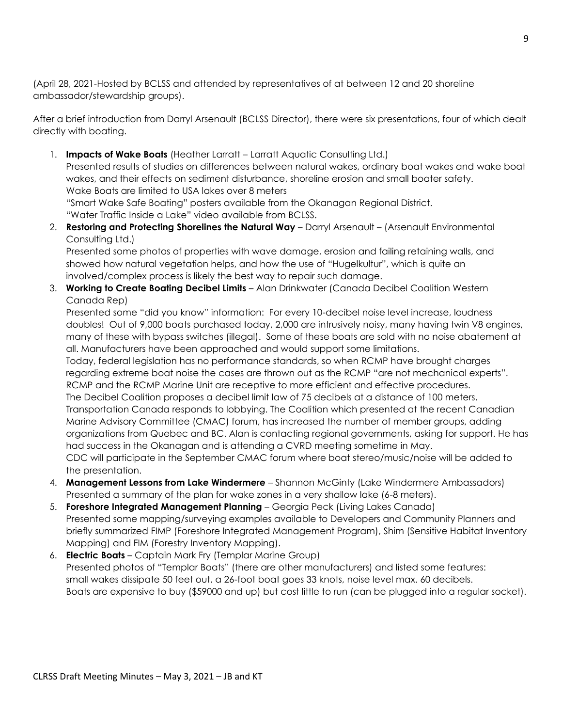(April 28, 2021-Hosted by BCLSS and attended by representatives of at between 12 and 20 shoreline ambassador/stewardship groups).

After a brief introduction from Darryl Arsenault (BCLSS Director), there were six presentations, four of which dealt directly with boating.

1. **Impacts of Wake Boats** (Heather Larratt – Larratt Aquatic Consulting Ltd.)
   Presented results of studies on differences between natural wakes, ordinary boat wakes and wake boat wakes, and their effects on sediment disturbance, shoreline erosion and small boater safety.
   Wake Boats are limited to USA lakes over 8 meters
   "Smart Wake Safe Boating" posters available from the Okanagan Regional District.
   "Water Traffic Inside a Lake" video available from BCLSS.
2. **Restoring and Protecting Shorelines the Natural Way** – Darryl Arsenault – (Arsenault Environmental Consulting Ltd.)
   Presented some photos of properties with wave damage, erosion and failing retaining walls, and showed how natural vegetation helps, and how the use of "Hugelkultur", which is quite an involved/complex process is likely the best way to repair such damage.
3. **Working to Create Boating Decibel Limits** – Alan Drinkwater (Canada Decibel Coalition Western Canada Rep)
   Presented some "did you know" information: For every 10-decibel noise level increase, loudness doubles! Out of 9,000 boats purchased today, 2,000 are intrusively noisy, many having twin V8 engines, many of these with bypass switches (illegal). Some of these boats are sold with no noise abatement at all. Manufacturers have been approached and would support some limitations.
   Today, federal legislation has no performance standards, so when RCMP have brought charges regarding extreme boat noise the cases are thrown out as the RCMP "are not mechanical experts". RCMP and the RCMP Marine Unit are receptive to more efficient and effective procedures.
   The Decibel Coalition proposes a decibel limit law of 75 decibels at a distance of 100 meters. Transportation Canada responds to lobbying. The Coalition which presented at the recent Canadian Marine Advisory Committee (CMAC) forum, has increased the number of member groups, adding organizations from Quebec and BC. Alan is contacting regional governments, asking for support. He has had success in the Okanagan and is attending a CVRD meeting sometime in May.
   CDC will participate in the September CMAC forum where boat stereo/music/noise will be added to the presentation.
4. **Management Lessons from Lake Windermere** – Shannon McGinty (Lake Windermere Ambassadors)
   Presented a summary of the plan for wake zones in a very shallow lake (6-8 meters).
5. **Foreshore Integrated Management Planning** – Georgia Peck (Living Lakes Canada)
   Presented some mapping/surveying examples available to Developers and Community Planners and briefly summarized FIMP (Foreshore Integrated Management Program), Shim (Sensitive Habitat Inventory Mapping) and FIM (Forestry Inventory Mapping).
6. **Electric Boats** – Captain Mark Fry (Templar Marine Group)
   Presented photos of "Templar Boats" (there are other manufacturers) and listed some features: small wakes dissipate 50 feet out, a 26-foot boat goes 33 knots, noise level max. 60 decibels.
   Boats are expensive to buy ($59000 and up) but cost little to run (can be plugged into a regular socket).

CLRSS Draft Meeting Minutes – May 3, 2021 – JB and KT